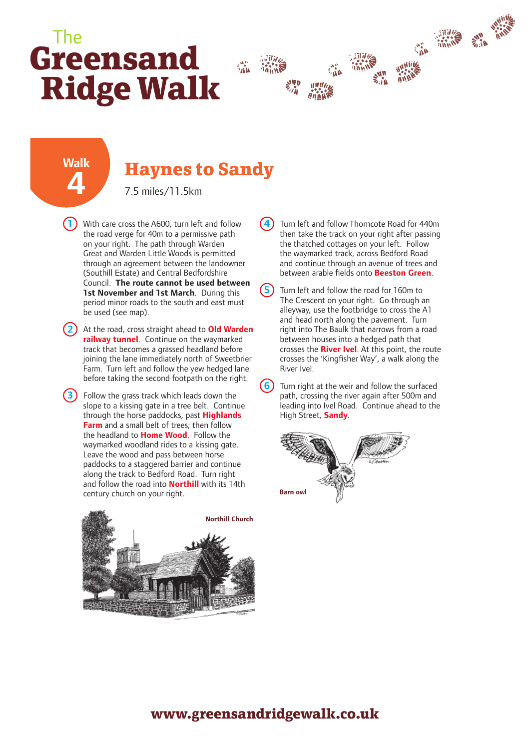# The Greensand Ridge Walk

## Walk 4

## Haynes to Sandy

7.5 miles/11.5km

1. With care cross the A600, turn left and follow the road verge for 40m to a permissive path on your right. The path through Warden Great and Warden Little Woods is permitted through an agreement between the landowner (Southill Estate) and Central Bedfordshire Council. **The route cannot be used between 1st November and 1st March**. During this period minor roads to the south and east must be used (see map).

2. At the road, cross straight ahead to **Old Warden railway tunnel**. Continue on the waymarked track that becomes a grassed headland before joining the lane immediately north of Sweetbrier Farm. Turn left and follow the yew hedged lane before taking the second footpath on the right.

3. Follow the grass track which leads down the slope to a kissing gate in a tree belt. Continue through the horse paddocks, past **Highlands Farm** and a small belt of trees; then follow the headland to **Home Wood**. Follow the waymarked woodland rides to a kissing gate. Leave the wood and pass between horse paddocks to a staggered barrier and continue along the track to Bedford Road. Turn right and follow the road into **Northill** with its 14th century church on your right.

Northill Church

4. Turn left and follow Thorncote Road for 440m then take the track on your right after passing the thatched cottages on your left. Follow the waymarked track, across Bedford Road and continue through an avenue of trees and between arable fields onto **Beeston Green**.

5. Turn left and follow the road for 160m to The Crescent on your right. Go through an alleyway, use the footbridge to cross the A1 and head north along the pavement. Turn right into The Baulk that narrows from a road between houses into a hedged path that crosses the **River Ivel**. At this point, the route crosses the 'Kingfisher Way', a walk along the River Ivel.

6. Turn right at the weir and follow the surfaced path, crossing the river again after 500m and leading into Ivel Road. Continue ahead to the High Street, **Sandy**.

Barn owl

www.greensandridgewalk.co.uk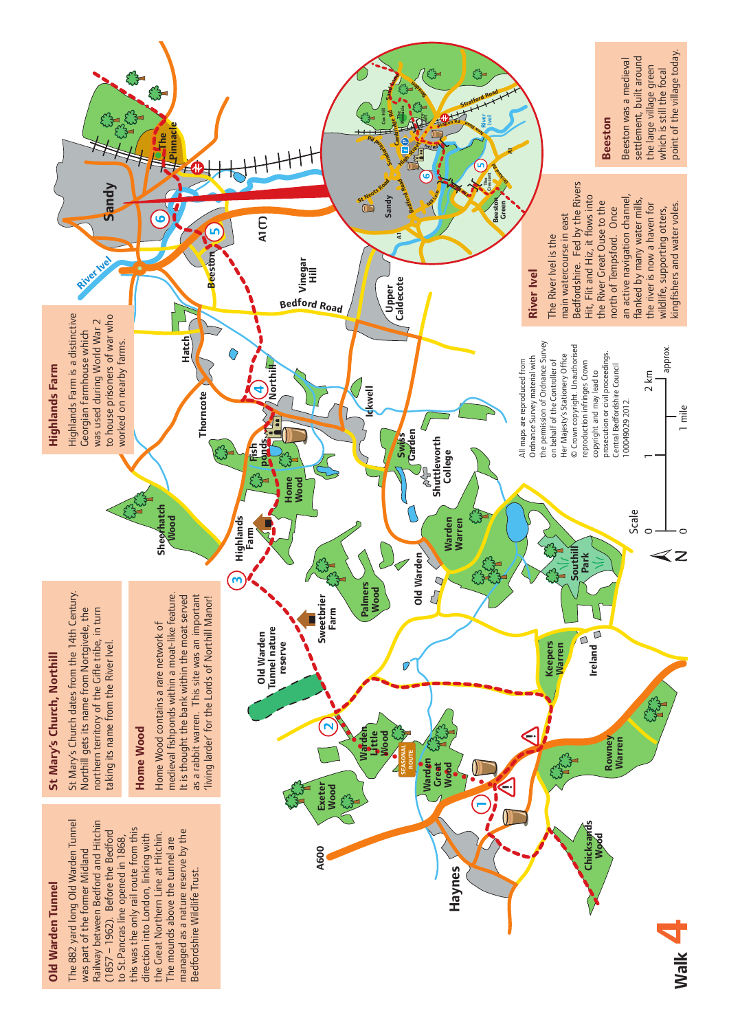# Walk 4

## Old Warden Tunnel

The 882 yard long Old Warden Tunnel was part of the former Midland Railway between Bedford and Hitchin (1857 – 1962). Before the Bedford to St.Pancras line opened in 1868, this was the only rail route from this direction into London, linking with the Great Northern Line at Hitchin. The mounds above the tunnel are managed as a nature reserve by the Bedfordshire Wildlife Trust.

## St Mary's Church, Northill

St Mary's Church dates from the 14th Century. Northill gets its name from Nortgivele, the northern territory of the Gifle tribe, in turn taking its name from the River Ivel.

## Home Wood

Home Wood contains a rare network of medieval fishponds within a moat-like feature. It is thought the bank within the moat served as a rabbit warren. This site was an important 'living larder' for the Lords of Northill Manor!

## Highlands Farm

Highlands Farm is a distinctive Georgian farmhouse which was used during World War 2 to house prisoners of war who worked on nearby farms.

## River Ivel

The River Ivel is the main watercourse in east Bedfordshire. Fed by the Rivers Hit, Flit and Hiz, it flows into the River Great Ouse to the north of Tempsford. Once an active navigation channel, flanked by many water mills, the river is now a haven for wildlife, supporting otters, kingfishers and water voles.

## Beeston

Beeston was a medieval settlement, built around the large village green which is still the focal point of the village today.

All maps are reproduced from Ordnance Survey material with the permission of Ordnance Survey on behalf of the Controller of Her Majesty's Stationery Office © Crown copyright. Unauthorised reproduction infringes Crown copyright and may lead to prosecution or civil proceedings. Central Bedfordshire Council 100049029 2012.

Scale
0 1 2 km approx.
0 1 mile

Haynes
A600
Chicksands Wood
Exeter Wood
Warden Great Wood
Warden Little Wood
SEASONAL ROUTE
Rowney Warren
Old Warden Tunnel nature reserve
Keepers Warren
Ireland
Sweetbrier Farm
Palmers Wood
Old Warden
Southill Park
Warden Warren
Shuttleworth College
Swiss Garden
Highlands Farm
Sheerhatch Wood
Home Wood
Fish ponds
Northill
Ickwell
Thorncote
Hatch
Upper Caldecote
Bedford Road
Vinegar Hill
Beeston
A1(T)
River Ivel
Sandy
The Pinnacle
N
1 2 3 4 5 6